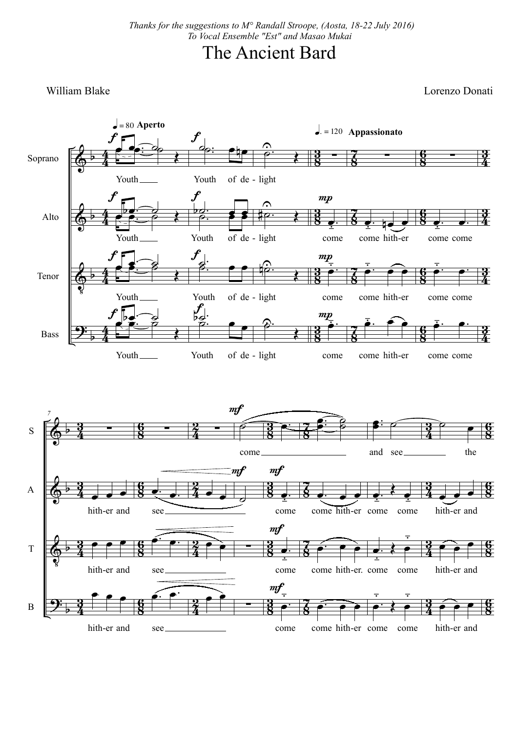*Thanks for the suggestions to M° Randall Stroope, (Aosta, 18-22 July 2016)*
*To Vocal Ensemble "Est" and Masao Mukai*

# The Ancient Bard

William Blake

Lorenzo Donati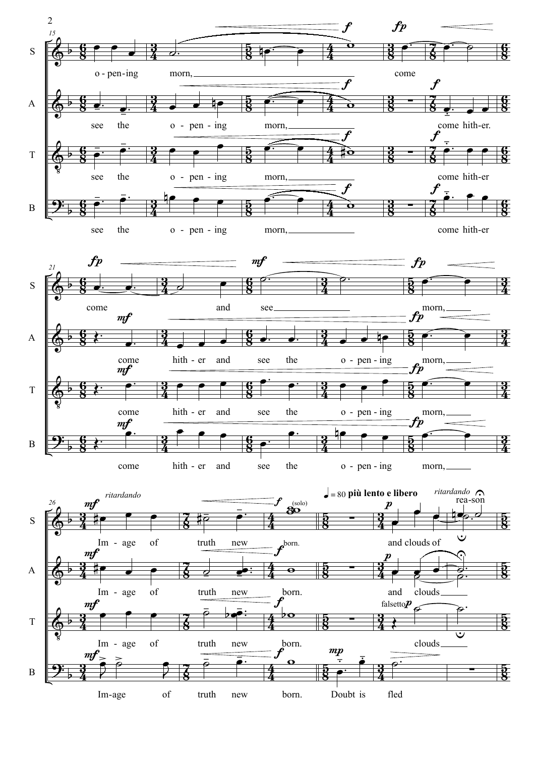**S:** o - pen - ing morn, come

**A:** see the o - pen - ing morn, come hith - er.

**T:** see the o - pen - ing morn, come hith - er

**B:** see the o - pen - ing morn, come hith - er

**S:** come and see morn,

**A:** come hith - er and see the o - pen - ing morn,

**T:** come hith - er and see the o - pen - ing morn,

**B:** come hith - er and see the o - pen - ing morn,

*ritardando*

♩ = 80 **più lento e libero**

*ritardando*

**S:** Im - age of truth new (solo) and clouds of rea - son

**A:** Im - age of truth new born. and clouds

**T:** Im - age of truth new born. falsetto clouds

**B:** Im - age of truth new born. Doubt is fled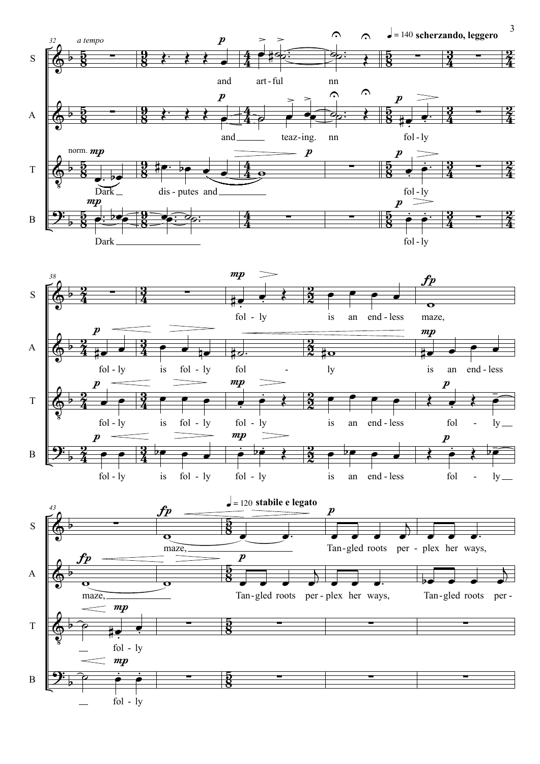*a tempo*

♩ = 140 **scherzando, leggero**

**S:** and art - ful nn

**A:** and teaz-ing. nn fol - ly

**T:** norm. Dark dis - putes and fol - ly

**B:** Dark fol - ly

**S:** fol - ly is an end - less maze,

**A:** fol - ly is fol - ly fol - ly is an end - less

**T:** fol - ly is fol - ly fol - ly is an end - less fol - ly

**B:** fol - ly is fol - ly fol - ly is an end - less fol - ly

♩ = 120 **stabile e legato**

**S:** maze, Tan - gled roots per - plex her ways,

**A:** maze, Tan - gled roots per - plex her ways, Tan - gled roots per -

**T:** fol - ly

**B:** fol - ly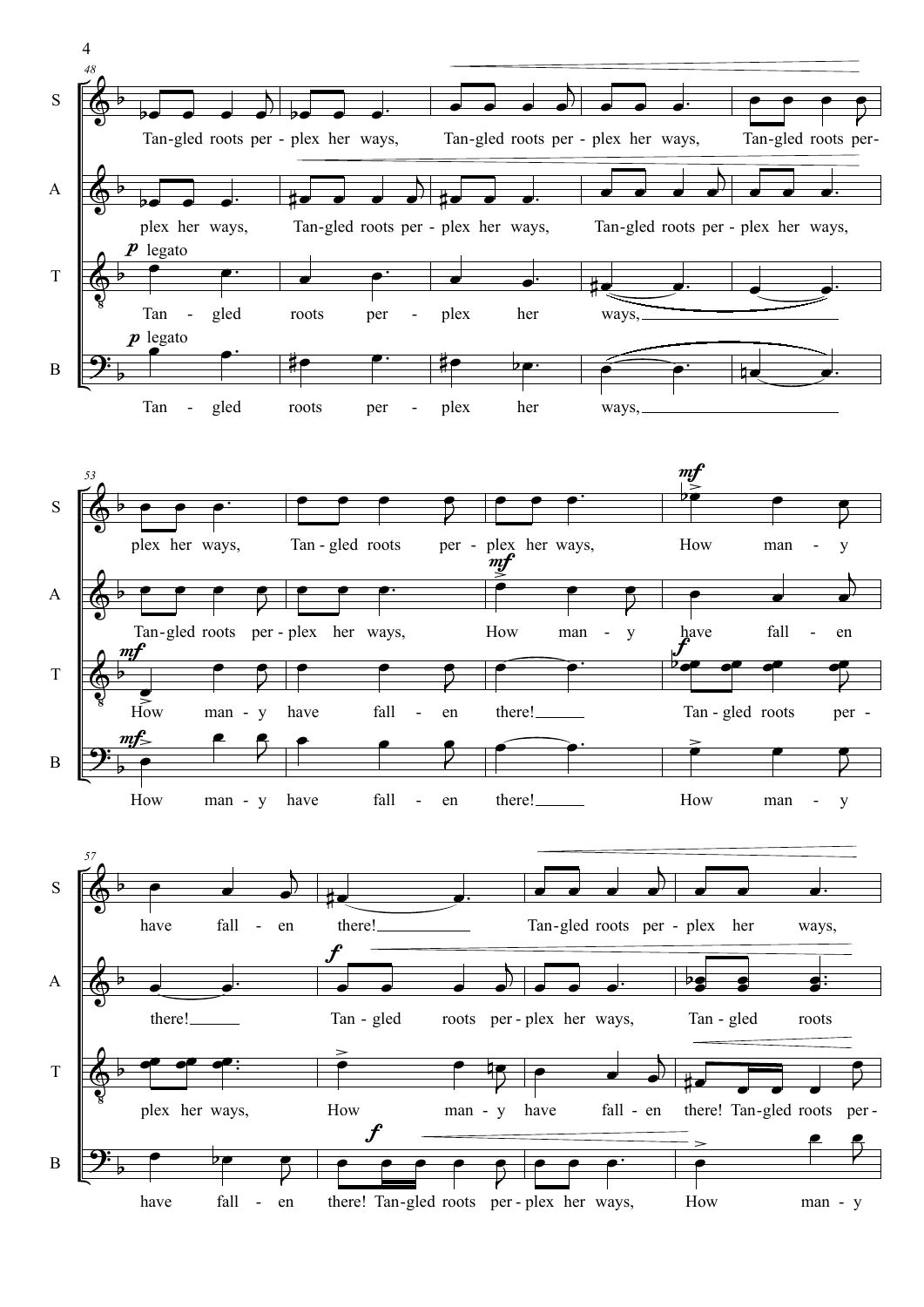**System 1 (m. 48)**

S: Tan-gled roots per - plex her ways, Tan-gled roots per - plex her ways, Tan-gled roots per-

A: plex her ways, Tan-gled roots per - plex her ways, Tan-gled roots per - plex her ways,

T: *p* legato — Tan - gled roots per - plex her ways, ___

B: *p* legato — Tan - gled roots per - plex her ways, ___

**System 2 (m. 53)**

S: plex her ways, Tan - gled roots per - plex her ways, *mf* How man - y

A: Tan-gled roots per - plex her ways, *mf* How man - y have fall - en

T: *mf* How man - y have fall - en there! ___ *f* Tan - gled roots per -

B: *mf* How man - y have fall - en there! ___ How man - y

**System 3 (m. 57)**

S: have fall - en there! ___ Tan-gled roots per - plex her ways,

A: there! ___ *f* Tan - gled roots per - plex her ways, Tan - gled roots

T: plex her ways, How man - y have fall - en there! Tan-gled roots per -

B: have fall - en *f* there! Tan-gled roots per - plex her ways, How man - y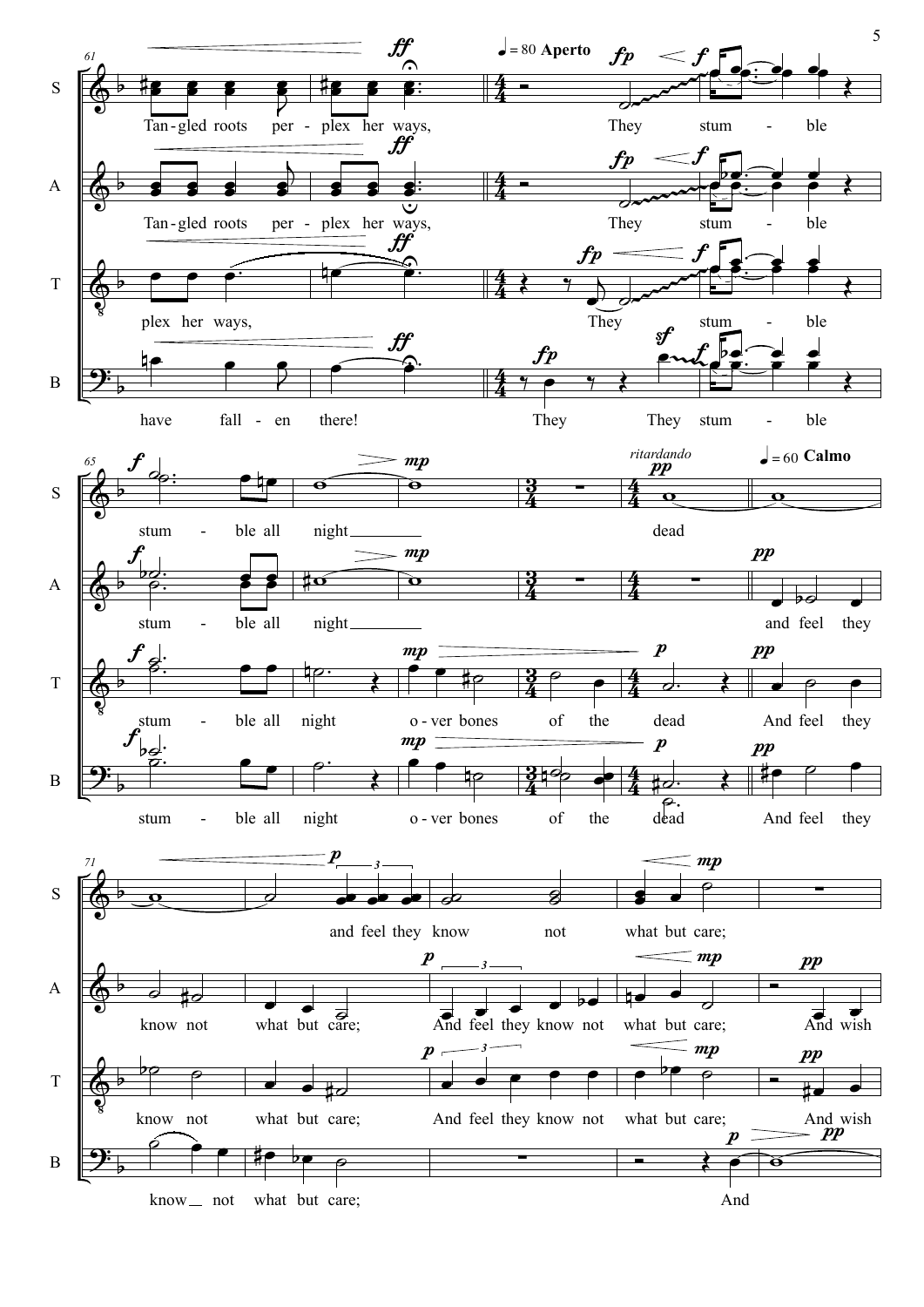**System 1 (mm. 61–64)** — ♩ = 80 **Aperto**

S: Tan - gled roots per - plex her ways, They stum - ble

A: Tan - gled roots per - plex her ways, They stum - ble

T: plex her ways, They stum - ble

B: have fall - en there! They They stum - ble

**System 2 (mm. 65–70)** — *ritardando* — ♩ = 60 **Calmo**

S: stum - ble all night dead

A: stum - ble all night and feel they

T: stum - ble all night o - ver bones of the dead And feel they

B: stum - ble all night o - ver bones of the dead And feel they

**System 3 (mm. 71–76)**

S: and feel they know not what but care;

A: know not what but care; And feel they know not what but care; And wish

T: know not what but care; And feel they know not what but care; And wish

B: know not what but care; And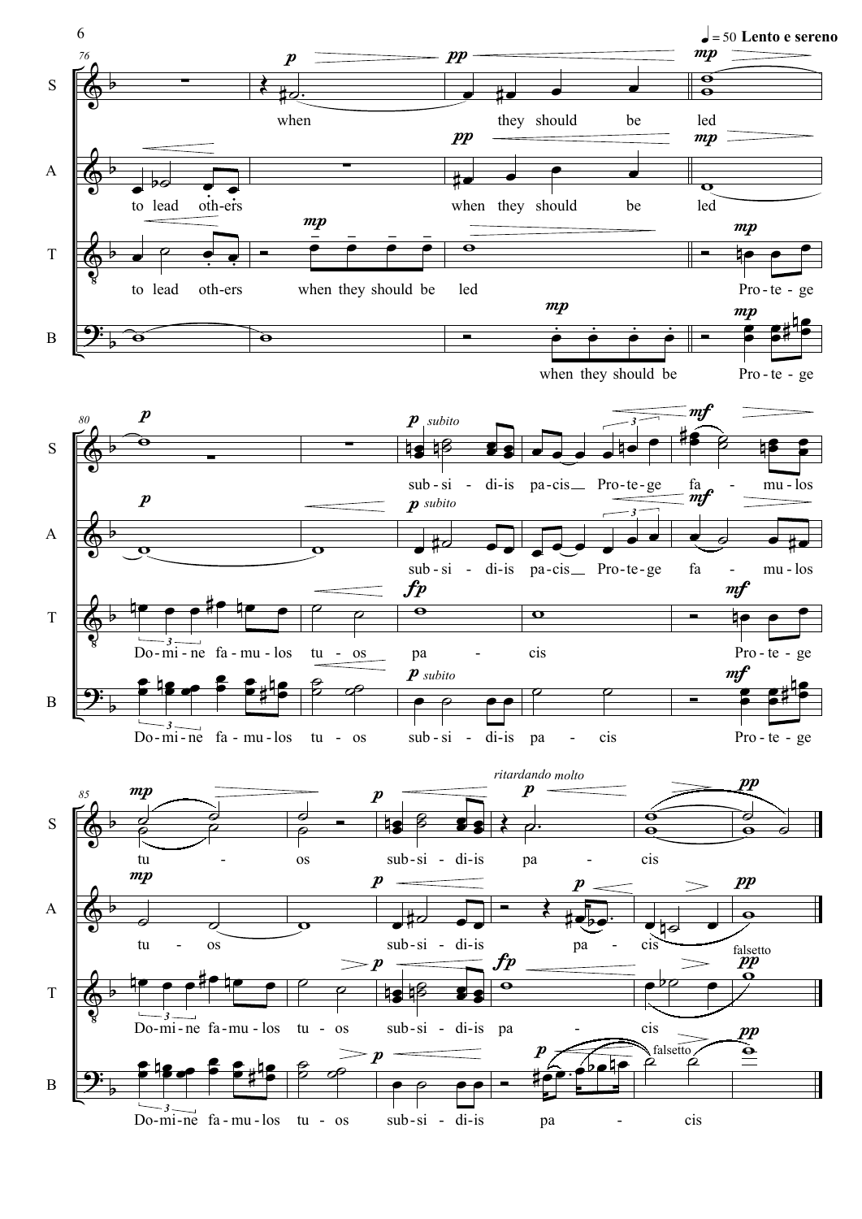♩ = 50 **Lento e sereno**

*ritardando molto*